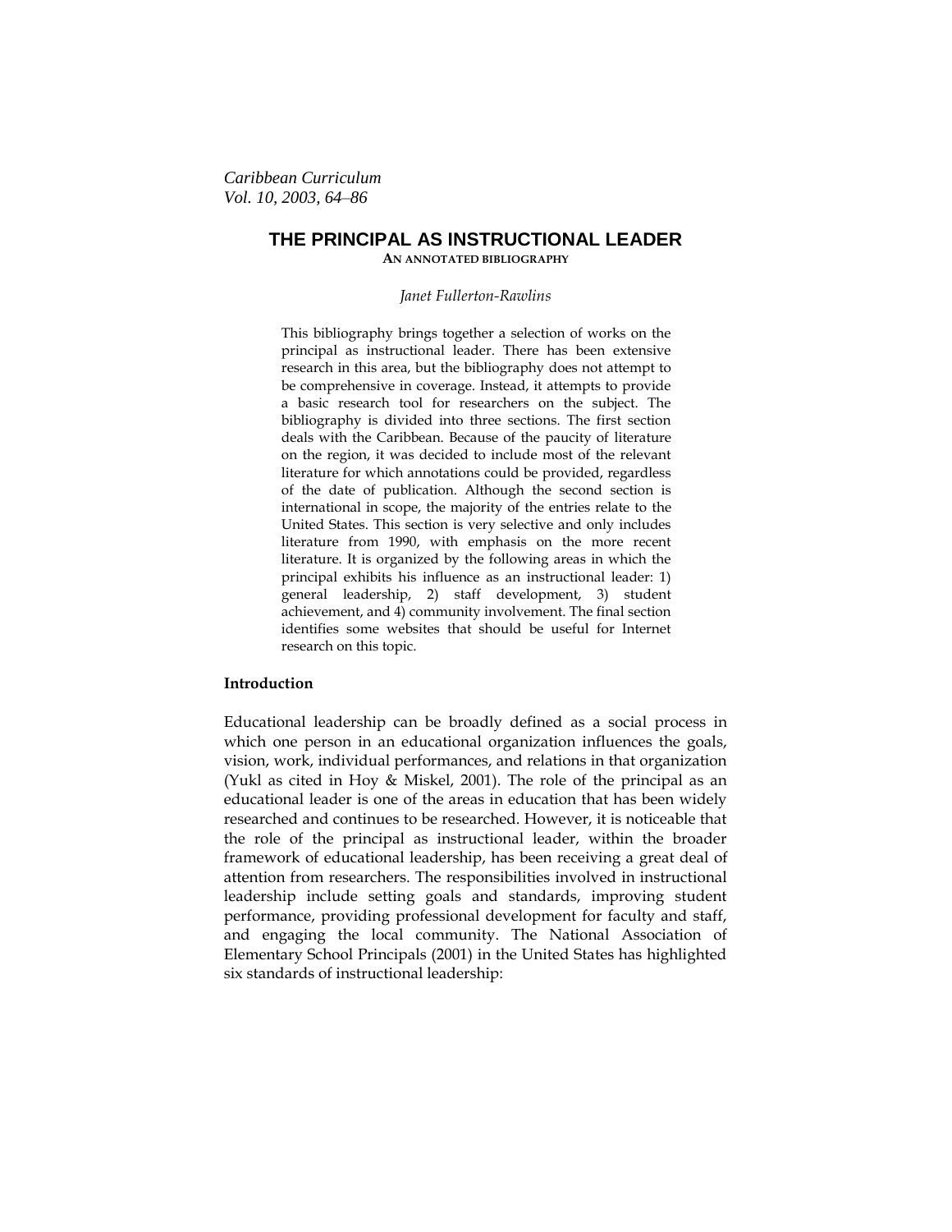*Caribbean Curriculum*
*Vol. 10, 2003, 64–86*

# THE PRINCIPAL AS INSTRUCTIONAL LEADER

**AN ANNOTATED BIBLIOGRAPHY**

*Janet Fullerton-Rawlins*

This bibliography brings together a selection of works on the principal as instructional leader. There has been extensive research in this area, but the bibliography does not attempt to be comprehensive in coverage. Instead, it attempts to provide a basic research tool for researchers on the subject. The bibliography is divided into three sections. The first section deals with the Caribbean. Because of the paucity of literature on the region, it was decided to include most of the relevant literature for which annotations could be provided, regardless of the date of publication. Although the second section is international in scope, the majority of the entries relate to the United States. This section is very selective and only includes literature from 1990, with emphasis on the more recent literature. It is organized by the following areas in which the principal exhibits his influence as an instructional leader: 1) general leadership, 2) staff development, 3) student achievement, and 4) community involvement. The final section identifies some websites that should be useful for Internet research on this topic.

## Introduction

Educational leadership can be broadly defined as a social process in which one person in an educational organization influences the goals, vision, work, individual performances, and relations in that organization (Yukl as cited in Hoy & Miskel, 2001). The role of the principal as an educational leader is one of the areas in education that has been widely researched and continues to be researched. However, it is noticeable that the role of the principal as instructional leader, within the broader framework of educational leadership, has been receiving a great deal of attention from researchers. The responsibilities involved in instructional leadership include setting goals and standards, improving student performance, providing professional development for faculty and staff, and engaging the local community. The National Association of Elementary School Principals (2001) in the United States has highlighted six standards of instructional leadership: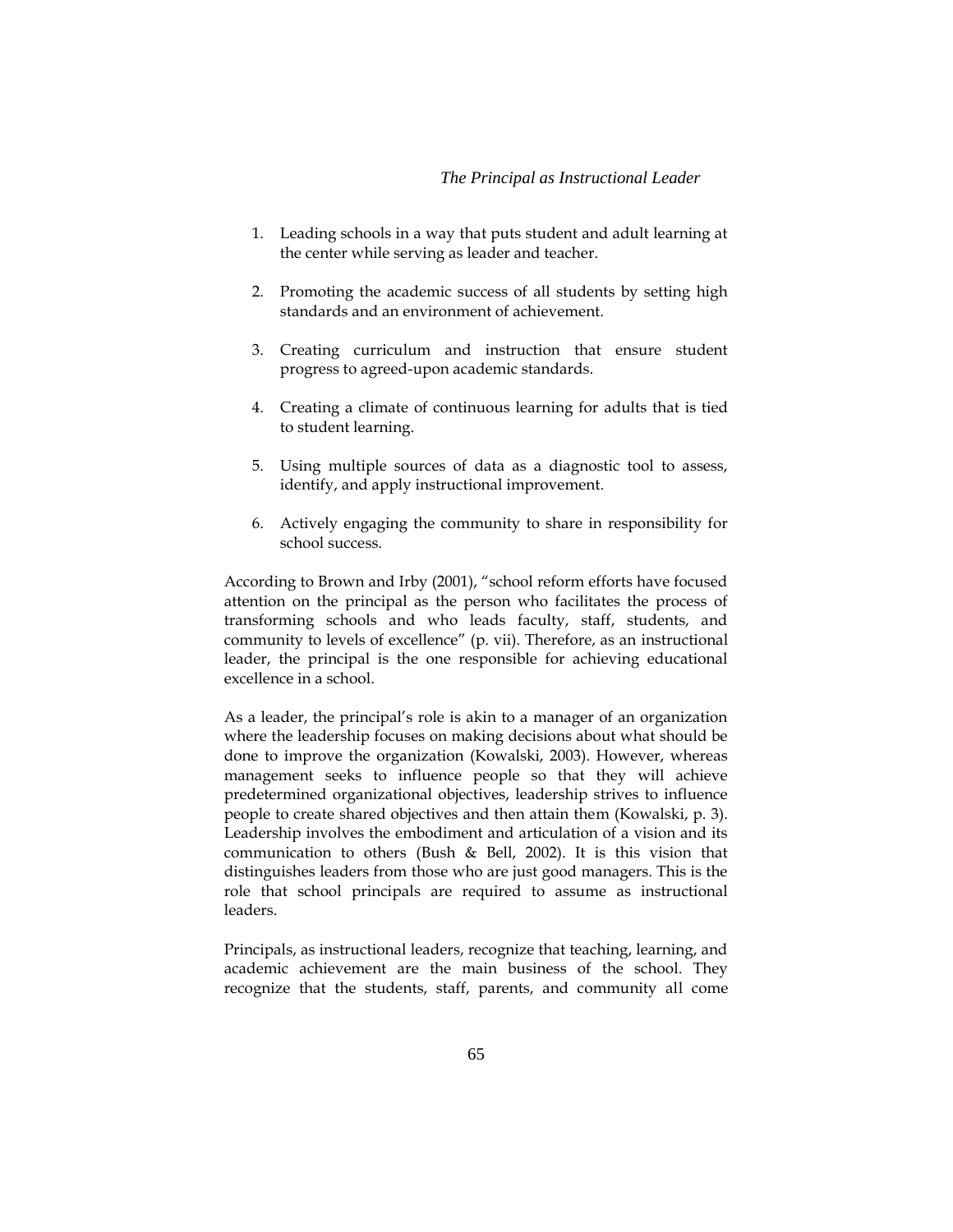1. Leading schools in a way that puts student and adult learning at the center while serving as leader and teacher.

2. Promoting the academic success of all students by setting high standards and an environment of achievement.

3. Creating curriculum and instruction that ensure student progress to agreed-upon academic standards.

4. Creating a climate of continuous learning for adults that is tied to student learning.

5. Using multiple sources of data as a diagnostic tool to assess, identify, and apply instructional improvement.

6. Actively engaging the community to share in responsibility for school success.

According to Brown and Irby (2001), "school reform efforts have focused attention on the principal as the person who facilitates the process of transforming schools and who leads faculty, staff, students, and community to levels of excellence" (p. vii). Therefore, as an instructional leader, the principal is the one responsible for achieving educational excellence in a school.

As a leader, the principal's role is akin to a manager of an organization where the leadership focuses on making decisions about what should be done to improve the organization (Kowalski, 2003). However, whereas management seeks to influence people so that they will achieve predetermined organizational objectives, leadership strives to influence people to create shared objectives and then attain them (Kowalski, p. 3). Leadership involves the embodiment and articulation of a vision and its communication to others (Bush & Bell, 2002). It is this vision that distinguishes leaders from those who are just good managers. This is the role that school principals are required to assume as instructional leaders.

Principals, as instructional leaders, recognize that teaching, learning, and academic achievement are the main business of the school. They recognize that the students, staff, parents, and community all come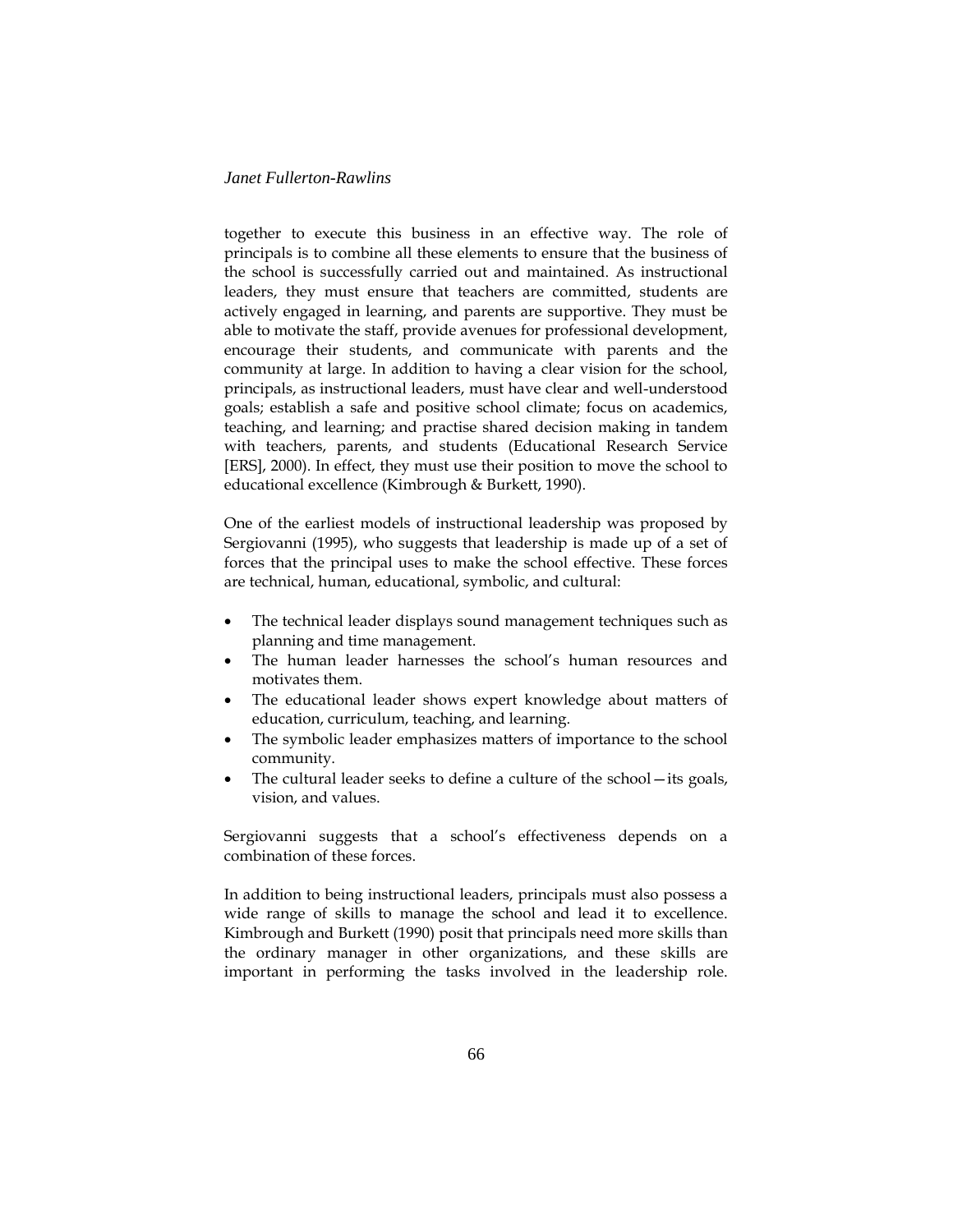together to execute this business in an effective way. The role of principals is to combine all these elements to ensure that the business of the school is successfully carried out and maintained. As instructional leaders, they must ensure that teachers are committed, students are actively engaged in learning, and parents are supportive. They must be able to motivate the staff, provide avenues for professional development, encourage their students, and communicate with parents and the community at large. In addition to having a clear vision for the school, principals, as instructional leaders, must have clear and well-understood goals; establish a safe and positive school climate; focus on academics, teaching, and learning; and practise shared decision making in tandem with teachers, parents, and students (Educational Research Service [ERS], 2000). In effect, they must use their position to move the school to educational excellence (Kimbrough & Burkett, 1990).

One of the earliest models of instructional leadership was proposed by Sergiovanni (1995), who suggests that leadership is made up of a set of forces that the principal uses to make the school effective. These forces are technical, human, educational, symbolic, and cultural:

- The technical leader displays sound management techniques such as planning and time management.
- The human leader harnesses the school's human resources and motivates them.
- The educational leader shows expert knowledge about matters of education, curriculum, teaching, and learning.
- The symbolic leader emphasizes matters of importance to the school community.
- The cultural leader seeks to define a culture of the school—its goals, vision, and values.

Sergiovanni suggests that a school's effectiveness depends on a combination of these forces.

In addition to being instructional leaders, principals must also possess a wide range of skills to manage the school and lead it to excellence. Kimbrough and Burkett (1990) posit that principals need more skills than the ordinary manager in other organizations, and these skills are important in performing the tasks involved in the leadership role.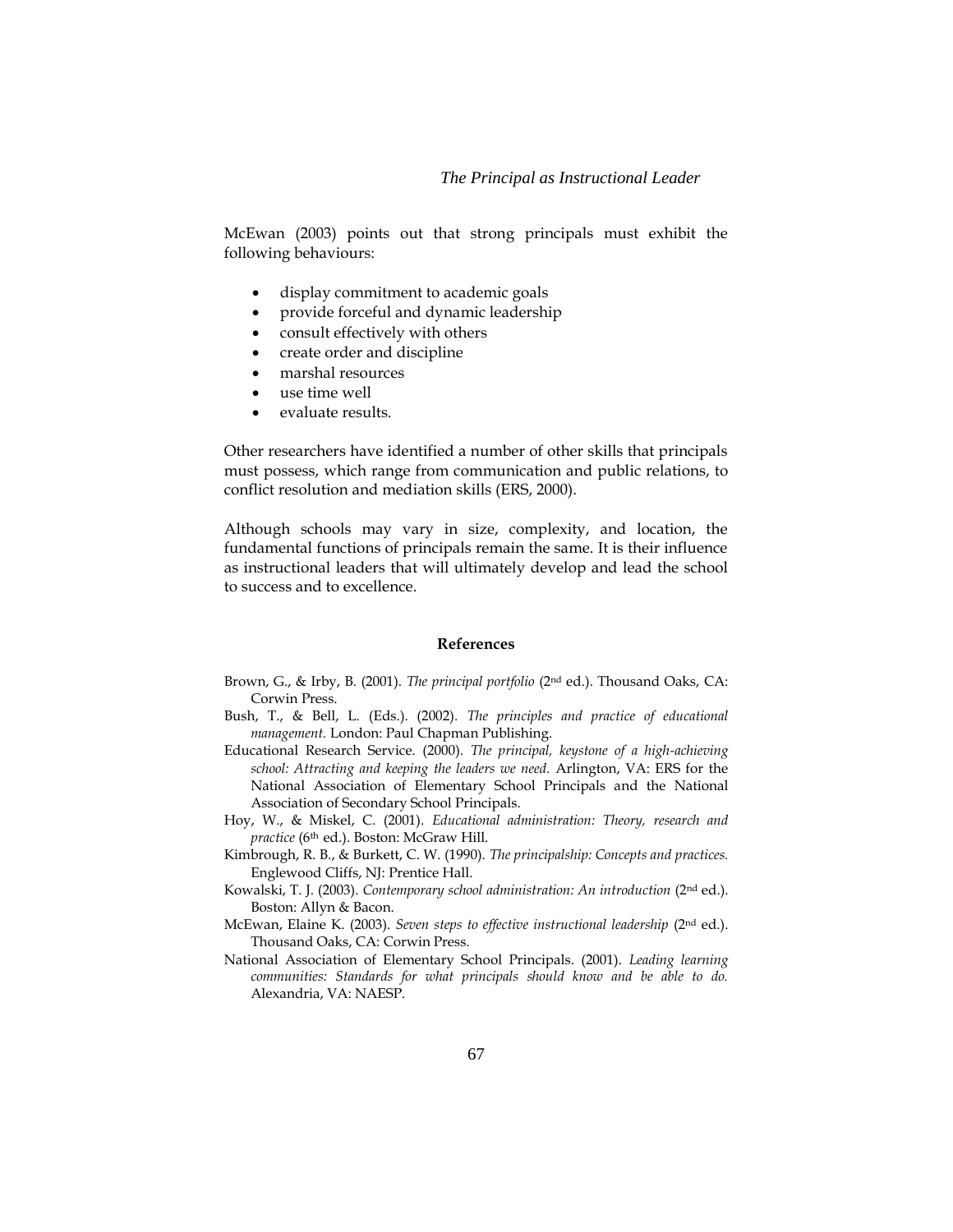McEwan (2003) points out that strong principals must exhibit the following behaviours:

- display commitment to academic goals
- provide forceful and dynamic leadership
- consult effectively with others
- create order and discipline
- marshal resources
- use time well
- evaluate results.

Other researchers have identified a number of other skills that principals must possess, which range from communication and public relations, to conflict resolution and mediation skills (ERS, 2000).

Although schools may vary in size, complexity, and location, the fundamental functions of principals remain the same. It is their influence as instructional leaders that will ultimately develop and lead the school to success and to excellence.

## References

Brown, G., & Irby, B. (2001). *The principal portfolio* (2nd ed.). Thousand Oaks, CA: Corwin Press.

Bush, T., & Bell, L. (Eds.). (2002). *The principles and practice of educational management.* London: Paul Chapman Publishing.

Educational Research Service. (2000). *The principal, keystone of a high-achieving school: Attracting and keeping the leaders we need.* Arlington, VA: ERS for the National Association of Elementary School Principals and the National Association of Secondary School Principals.

Hoy, W., & Miskel, C. (2001). *Educational administration: Theory, research and practice* (6th ed.). Boston: McGraw Hill.

Kimbrough, R. B., & Burkett, C. W. (1990). *The principalship: Concepts and practices.* Englewood Cliffs, NJ: Prentice Hall.

Kowalski, T. J. (2003). *Contemporary school administration: An introduction* (2nd ed.). Boston: Allyn & Bacon.

McEwan, Elaine K. (2003). *Seven steps to effective instructional leadership* (2nd ed.). Thousand Oaks, CA: Corwin Press.

National Association of Elementary School Principals. (2001). *Leading learning communities: Standards for what principals should know and be able to do.* Alexandria, VA: NAESP.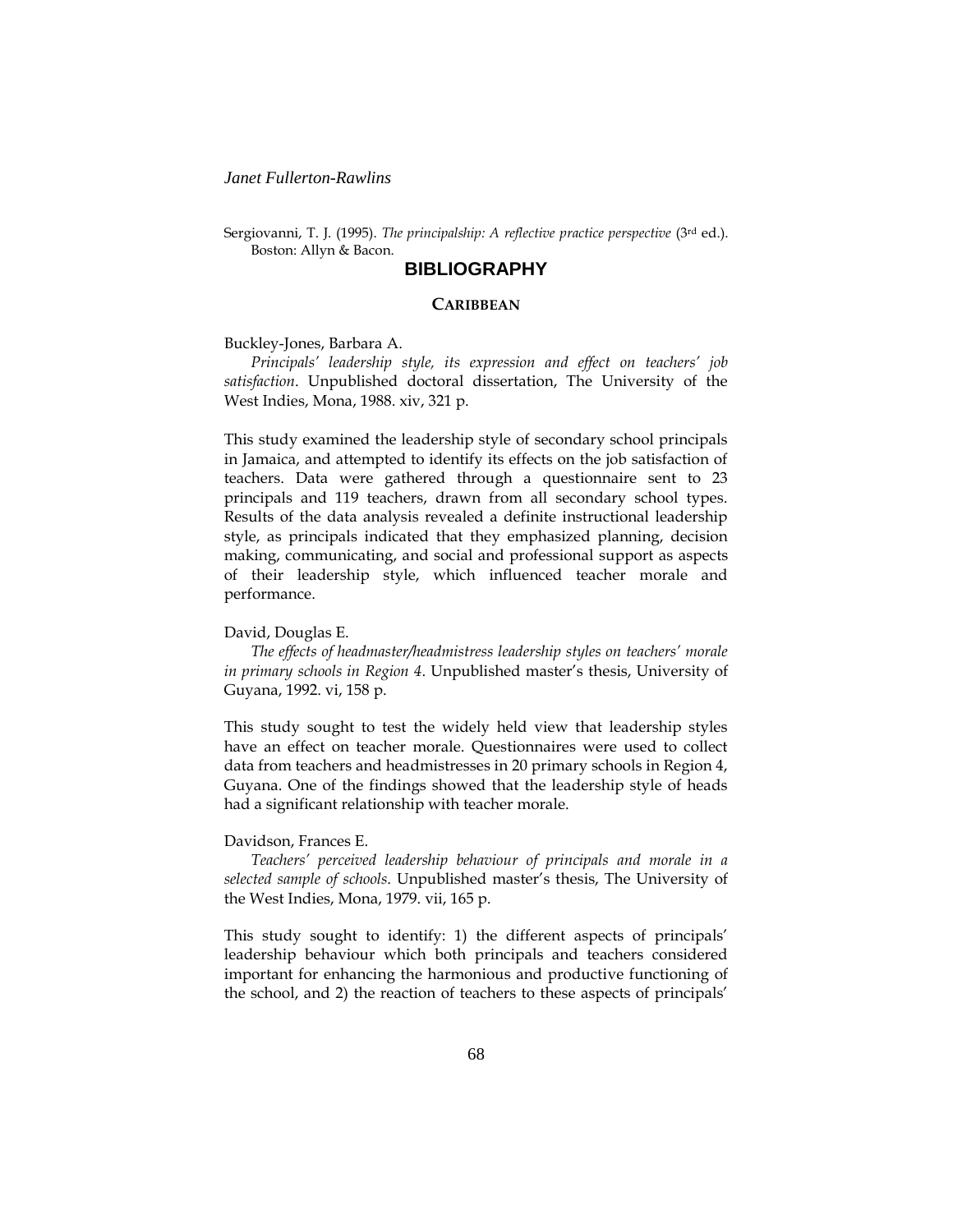Sergiovanni, T. J. (1995). *The principalship: A reflective practice perspective* (3rd ed.). Boston: Allyn & Bacon.

## BIBLIOGRAPHY

### CARIBBEAN

Buckley-Jones, Barbara A.
*Principals' leadership style, its expression and effect on teachers' job satisfaction*. Unpublished doctoral dissertation, The University of the West Indies, Mona, 1988. xiv, 321 p.

This study examined the leadership style of secondary school principals in Jamaica, and attempted to identify its effects on the job satisfaction of teachers. Data were gathered through a questionnaire sent to 23 principals and 119 teachers, drawn from all secondary school types. Results of the data analysis revealed a definite instructional leadership style, as principals indicated that they emphasized planning, decision making, communicating, and social and professional support as aspects of their leadership style, which influenced teacher morale and performance.

David, Douglas E.
*The effects of headmaster/headmistress leadership styles on teachers' morale in primary schools in Region 4*. Unpublished master's thesis, University of Guyana, 1992. vi, 158 p.

This study sought to test the widely held view that leadership styles have an effect on teacher morale. Questionnaires were used to collect data from teachers and headmistresses in 20 primary schools in Region 4, Guyana. One of the findings showed that the leadership style of heads had a significant relationship with teacher morale.

Davidson, Frances E.
*Teachers' perceived leadership behaviour of principals and morale in a selected sample of schools*. Unpublished master's thesis, The University of the West Indies, Mona, 1979. vii, 165 p.

This study sought to identify: 1) the different aspects of principals' leadership behaviour which both principals and teachers considered important for enhancing the harmonious and productive functioning of the school, and 2) the reaction of teachers to these aspects of principals'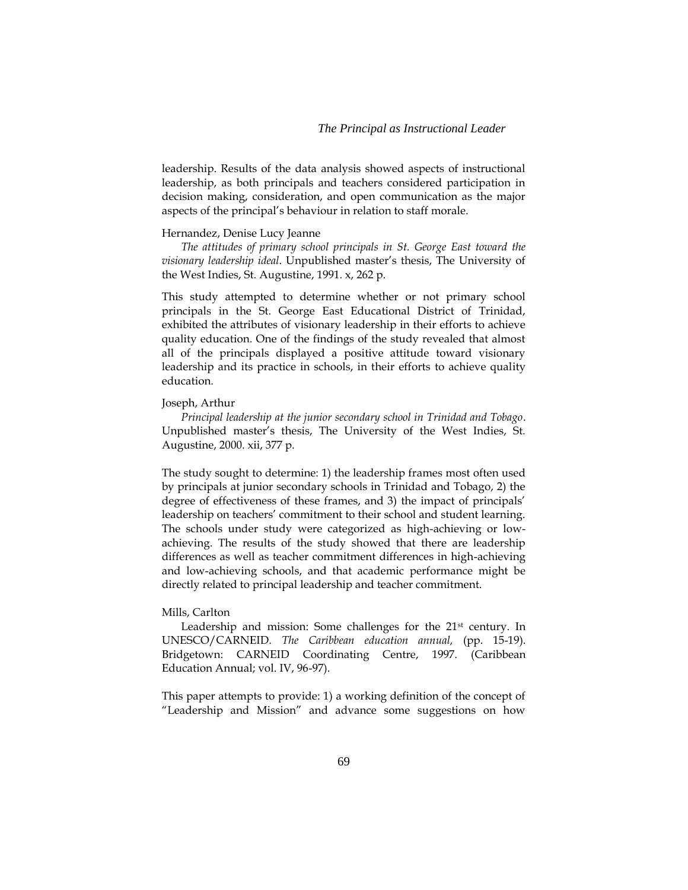leadership. Results of the data analysis showed aspects of instructional leadership, as both principals and teachers considered participation in decision making, consideration, and open communication as the major aspects of the principal's behaviour in relation to staff morale.

Hernandez, Denise Lucy Jeanne

*The attitudes of primary school principals in St. George East toward the visionary leadership ideal*. Unpublished master's thesis, The University of the West Indies, St. Augustine, 1991. x, 262 p.

This study attempted to determine whether or not primary school principals in the St. George East Educational District of Trinidad, exhibited the attributes of visionary leadership in their efforts to achieve quality education. One of the findings of the study revealed that almost all of the principals displayed a positive attitude toward visionary leadership and its practice in schools, in their efforts to achieve quality education.

Joseph, Arthur

*Principal leadership at the junior secondary school in Trinidad and Tobago*. Unpublished master's thesis, The University of the West Indies, St. Augustine, 2000. xii, 377 p.

The study sought to determine: 1) the leadership frames most often used by principals at junior secondary schools in Trinidad and Tobago, 2) the degree of effectiveness of these frames, and 3) the impact of principals' leadership on teachers' commitment to their school and student learning. The schools under study were categorized as high-achieving or low-achieving. The results of the study showed that there are leadership differences as well as teacher commitment differences in high-achieving and low-achieving schools, and that academic performance might be directly related to principal leadership and teacher commitment.

Mills, Carlton

Leadership and mission: Some challenges for the 21st century. In UNESCO/CARNEID. *The Caribbean education annual,* (pp. 15-19). Bridgetown: CARNEID Coordinating Centre, 1997. (Caribbean Education Annual; vol. IV, 96-97).

This paper attempts to provide: 1) a working definition of the concept of "Leadership and Mission" and advance some suggestions on how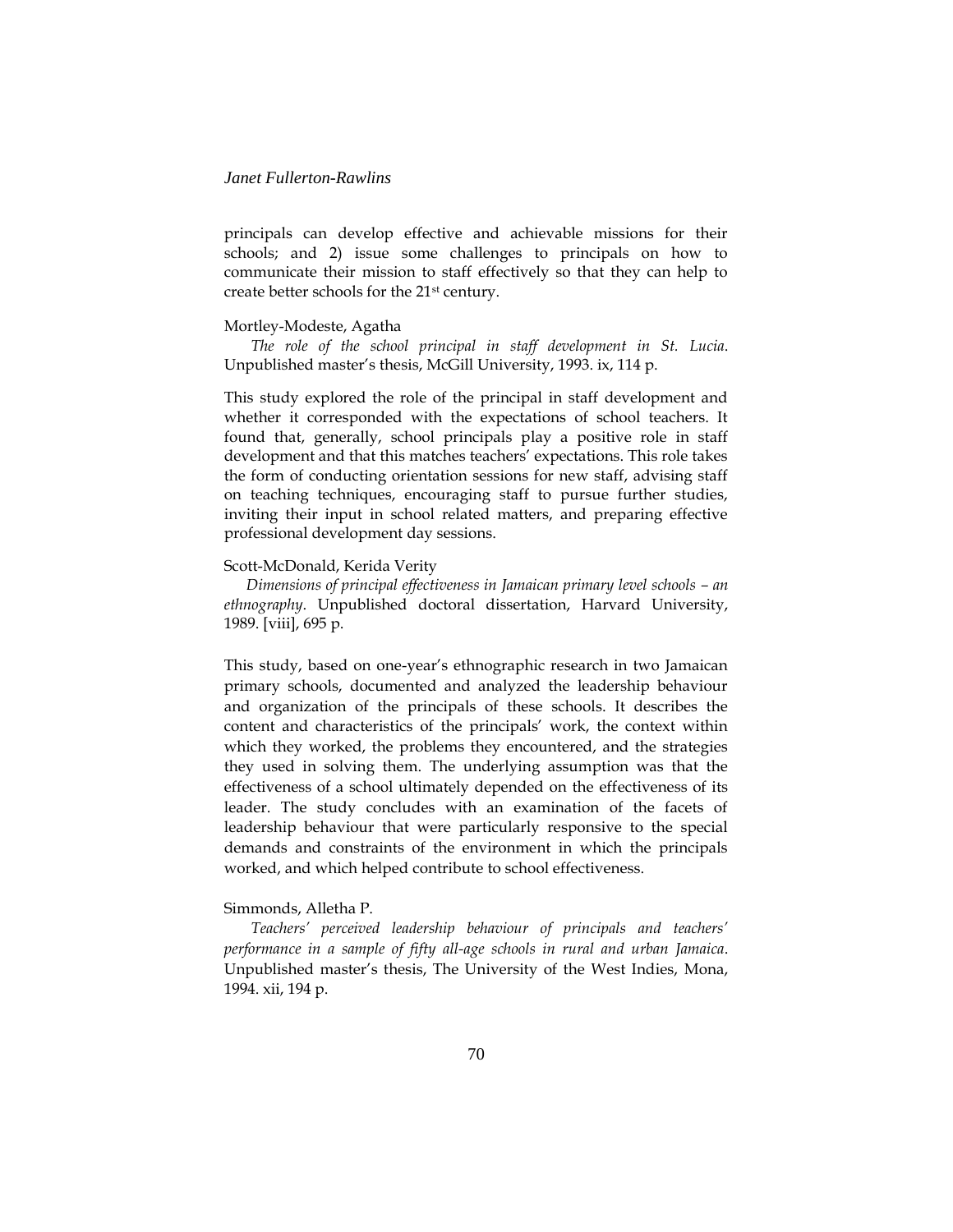principals can develop effective and achievable missions for their schools; and 2) issue some challenges to principals on how to communicate their mission to staff effectively so that they can help to create better schools for the 21st century.

Mortley-Modeste, Agatha

*The role of the school principal in staff development in St. Lucia*. Unpublished master's thesis, McGill University, 1993. ix, 114 p.

This study explored the role of the principal in staff development and whether it corresponded with the expectations of school teachers. It found that, generally, school principals play a positive role in staff development and that this matches teachers' expectations. This role takes the form of conducting orientation sessions for new staff, advising staff on teaching techniques, encouraging staff to pursue further studies, inviting their input in school related matters, and preparing effective professional development day sessions.

Scott-McDonald, Kerida Verity

*Dimensions of principal effectiveness in Jamaican primary level schools – an ethnography*. Unpublished doctoral dissertation, Harvard University, 1989. [viii], 695 p.

This study, based on one-year's ethnographic research in two Jamaican primary schools, documented and analyzed the leadership behaviour and organization of the principals of these schools. It describes the content and characteristics of the principals' work, the context within which they worked, the problems they encountered, and the strategies they used in solving them. The underlying assumption was that the effectiveness of a school ultimately depended on the effectiveness of its leader. The study concludes with an examination of the facets of leadership behaviour that were particularly responsive to the special demands and constraints of the environment in which the principals worked, and which helped contribute to school effectiveness.

Simmonds, Alletha P.

*Teachers' perceived leadership behaviour of principals and teachers' performance in a sample of fifty all-age schools in rural and urban Jamaica*. Unpublished master's thesis, The University of the West Indies, Mona, 1994. xii, 194 p.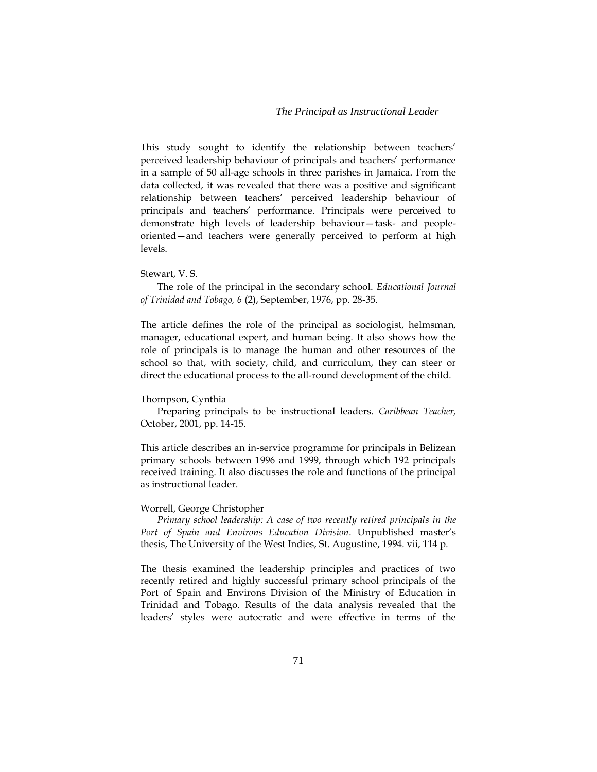This study sought to identify the relationship between teachers' perceived leadership behaviour of principals and teachers' performance in a sample of 50 all-age schools in three parishes in Jamaica. From the data collected, it was revealed that there was a positive and significant relationship between teachers' perceived leadership behaviour of principals and teachers' performance. Principals were perceived to demonstrate high levels of leadership behaviour—task- and people-oriented—and teachers were generally perceived to perform at high levels.

Stewart, V. S.

The role of the principal in the secondary school. *Educational Journal of Trinidad and Tobago, 6* (2), September, 1976, pp. 28-35.

The article defines the role of the principal as sociologist, helmsman, manager, educational expert, and human being. It also shows how the role of principals is to manage the human and other resources of the school so that, with society, child, and curriculum, they can steer or direct the educational process to the all-round development of the child.

Thompson, Cynthia

Preparing principals to be instructional leaders. *Caribbean Teacher,* October, 2001, pp. 14-15.

This article describes an in-service programme for principals in Belizean primary schools between 1996 and 1999, through which 192 principals received training. It also discusses the role and functions of the principal as instructional leader.

Worrell, George Christopher

*Primary school leadership: A case of two recently retired principals in the Port of Spain and Environs Education Division*. Unpublished master's thesis, The University of the West Indies, St. Augustine, 1994. vii, 114 p.

The thesis examined the leadership principles and practices of two recently retired and highly successful primary school principals of the Port of Spain and Environs Division of the Ministry of Education in Trinidad and Tobago. Results of the data analysis revealed that the leaders' styles were autocratic and were effective in terms of the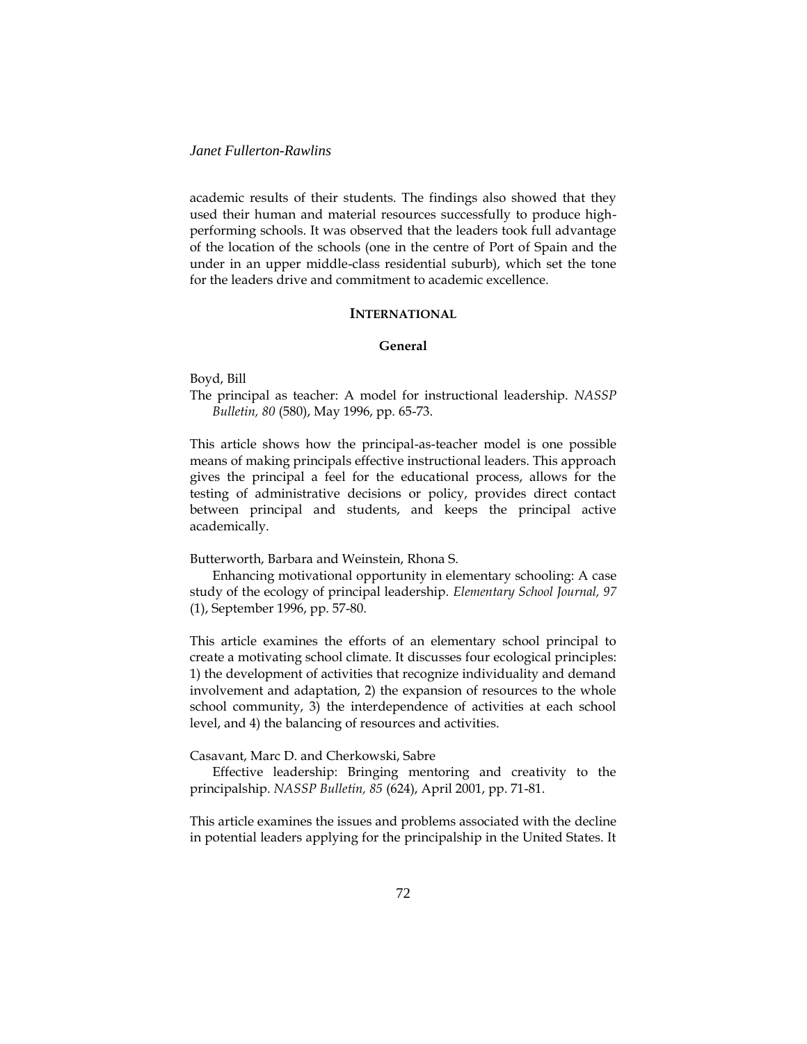academic results of their students. The findings also showed that they used their human and material resources successfully to produce high-performing schools. It was observed that the leaders took full advantage of the location of the schools (one in the centre of Port of Spain and the under in an upper middle-class residential suburb), which set the tone for the leaders drive and commitment to academic excellence.

## INTERNATIONAL

### General

Boyd, Bill

The principal as teacher: A model for instructional leadership. *NASSP Bulletin, 80* (580), May 1996, pp. 65-73.

This article shows how the principal-as-teacher model is one possible means of making principals effective instructional leaders. This approach gives the principal a feel for the educational process, allows for the testing of administrative decisions or policy, provides direct contact between principal and students, and keeps the principal active academically.

Butterworth, Barbara and Weinstein, Rhona S.

Enhancing motivational opportunity in elementary schooling: A case study of the ecology of principal leadership. *Elementary School Journal, 97* (1), September 1996, pp. 57-80.

This article examines the efforts of an elementary school principal to create a motivating school climate. It discusses four ecological principles: 1) the development of activities that recognize individuality and demand involvement and adaptation, 2) the expansion of resources to the whole school community, 3) the interdependence of activities at each school level, and 4) the balancing of resources and activities.

Casavant, Marc D. and Cherkowski, Sabre

Effective leadership: Bringing mentoring and creativity to the principalship. *NASSP Bulletin, 85* (624), April 2001, pp. 71-81.

This article examines the issues and problems associated with the decline in potential leaders applying for the principalship in the United States. It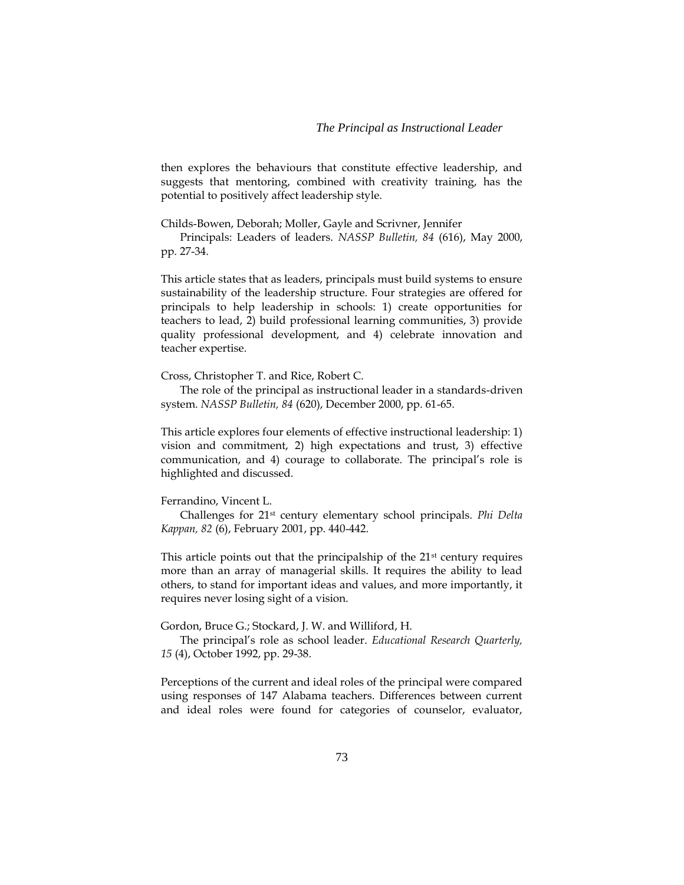then explores the behaviours that constitute effective leadership, and suggests that mentoring, combined with creativity training, has the potential to positively affect leadership style.

Childs-Bowen, Deborah; Moller, Gayle and Scrivner, Jennifer
Principals: Leaders of leaders. *NASSP Bulletin, 84* (616), May 2000, pp. 27-34.

This article states that as leaders, principals must build systems to ensure sustainability of the leadership structure. Four strategies are offered for principals to help leadership in schools: 1) create opportunities for teachers to lead, 2) build professional learning communities, 3) provide quality professional development, and 4) celebrate innovation and teacher expertise.

Cross, Christopher T. and Rice, Robert C.
The role of the principal as instructional leader in a standards-driven system. *NASSP Bulletin, 84* (620), December 2000, pp. 61-65.

This article explores four elements of effective instructional leadership: 1) vision and commitment, 2) high expectations and trust, 3) effective communication, and 4) courage to collaborate. The principal's role is highlighted and discussed.

Ferrandino, Vincent L.
Challenges for 21st century elementary school principals. *Phi Delta Kappan, 82* (6), February 2001, pp. 440-442.

This article points out that the principalship of the 21st century requires more than an array of managerial skills. It requires the ability to lead others, to stand for important ideas and values, and more importantly, it requires never losing sight of a vision.

Gordon, Bruce G.; Stockard, J. W. and Williford, H.
The principal's role as school leader. *Educational Research Quarterly, 15* (4), October 1992, pp. 29-38.

Perceptions of the current and ideal roles of the principal were compared using responses of 147 Alabama teachers. Differences between current and ideal roles were found for categories of counselor, evaluator,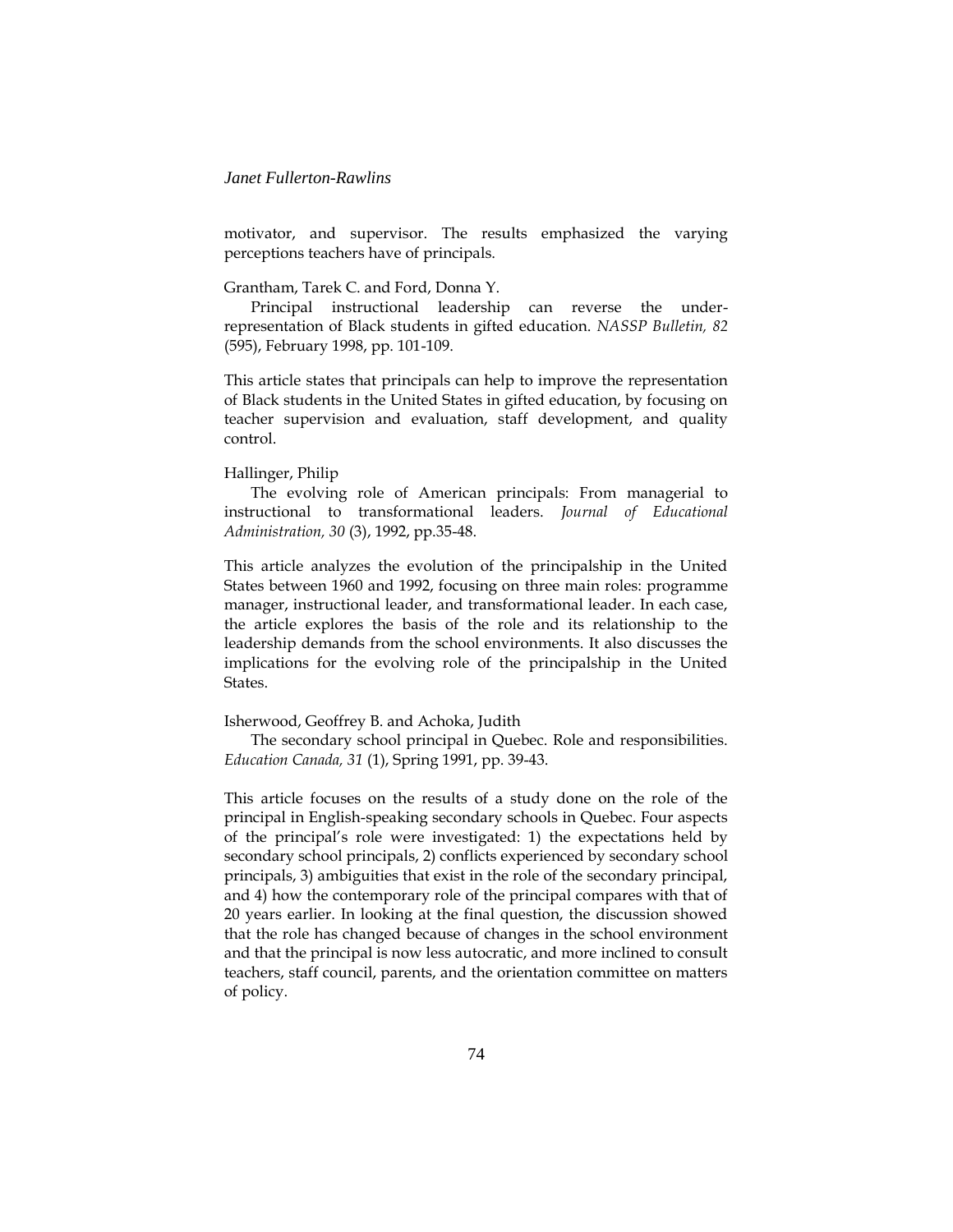motivator, and supervisor. The results emphasized the varying perceptions teachers have of principals.

Grantham, Tarek C. and Ford, Donna Y.
Principal instructional leadership can reverse the under-representation of Black students in gifted education. *NASSP Bulletin, 82* (595), February 1998, pp. 101-109.

This article states that principals can help to improve the representation of Black students in the United States in gifted education, by focusing on teacher supervision and evaluation, staff development, and quality control.

Hallinger, Philip
The evolving role of American principals: From managerial to instructional to transformational leaders. *Journal of Educational Administration, 30* (3), 1992, pp.35-48.

This article analyzes the evolution of the principalship in the United States between 1960 and 1992, focusing on three main roles: programme manager, instructional leader, and transformational leader. In each case, the article explores the basis of the role and its relationship to the leadership demands from the school environments. It also discusses the implications for the evolving role of the principalship in the United States.

Isherwood, Geoffrey B. and Achoka, Judith
The secondary school principal in Quebec. Role and responsibilities. *Education Canada, 31* (1), Spring 1991, pp. 39-43.

This article focuses on the results of a study done on the role of the principal in English-speaking secondary schools in Quebec. Four aspects of the principal's role were investigated: 1) the expectations held by secondary school principals, 2) conflicts experienced by secondary school principals, 3) ambiguities that exist in the role of the secondary principal, and 4) how the contemporary role of the principal compares with that of 20 years earlier. In looking at the final question, the discussion showed that the role has changed because of changes in the school environment and that the principal is now less autocratic, and more inclined to consult teachers, staff council, parents, and the orientation committee on matters of policy.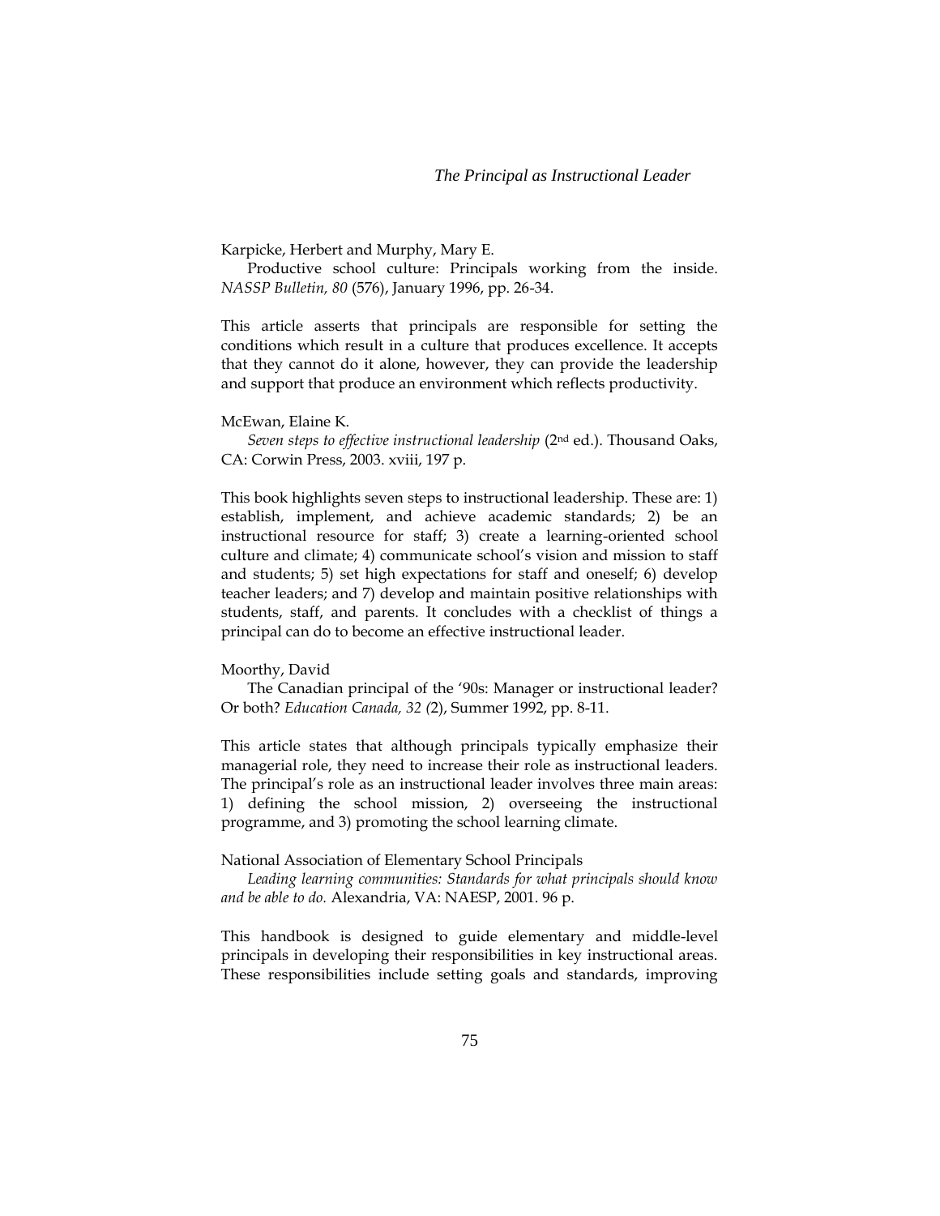Karpicke, Herbert and Murphy, Mary E.

Productive school culture: Principals working from the inside. *NASSP Bulletin, 80* (576), January 1996, pp. 26-34.

This article asserts that principals are responsible for setting the conditions which result in a culture that produces excellence. It accepts that they cannot do it alone, however, they can provide the leadership and support that produce an environment which reflects productivity.

McEwan, Elaine K.

*Seven steps to effective instructional leadership* (2nd ed.). Thousand Oaks, CA: Corwin Press, 2003. xviii, 197 p.

This book highlights seven steps to instructional leadership. These are: 1) establish, implement, and achieve academic standards; 2) be an instructional resource for staff; 3) create a learning-oriented school culture and climate; 4) communicate school's vision and mission to staff and students; 5) set high expectations for staff and oneself; 6) develop teacher leaders; and 7) develop and maintain positive relationships with students, staff, and parents. It concludes with a checklist of things a principal can do to become an effective instructional leader.

Moorthy, David

The Canadian principal of the '90s: Manager or instructional leader? Or both? *Education Canada, 32* (2), Summer 1992, pp. 8-11.

This article states that although principals typically emphasize their managerial role, they need to increase their role as instructional leaders. The principal's role as an instructional leader involves three main areas: 1) defining the school mission, 2) overseeing the instructional programme, and 3) promoting the school learning climate.

National Association of Elementary School Principals

*Leading learning communities: Standards for what principals should know and be able to do.* Alexandria, VA: NAESP, 2001. 96 p.

This handbook is designed to guide elementary and middle-level principals in developing their responsibilities in key instructional areas. These responsibilities include setting goals and standards, improving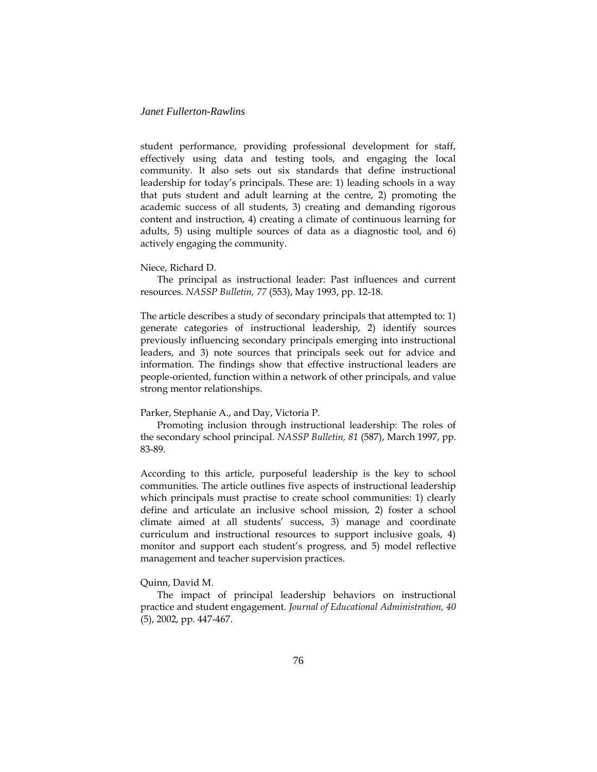student performance, providing professional development for staff, effectively using data and testing tools, and engaging the local community. It also sets out six standards that define instructional leadership for today's principals. These are: 1) leading schools in a way that puts student and adult learning at the centre, 2) promoting the academic success of all students, 3) creating and demanding rigorous content and instruction, 4) creating a climate of continuous learning for adults, 5) using multiple sources of data as a diagnostic tool, and 6) actively engaging the community.

Niece, Richard D.

The principal as instructional leader: Past influences and current resources. *NASSP Bulletin, 77* (553), May 1993, pp. 12-18.

The article describes a study of secondary principals that attempted to: 1) generate categories of instructional leadership, 2) identify sources previously influencing secondary principals emerging into instructional leaders, and 3) note sources that principals seek out for advice and information. The findings show that effective instructional leaders are people-oriented, function within a network of other principals, and value strong mentor relationships.

Parker, Stephanie A., and Day, Victoria P.

Promoting inclusion through instructional leadership: The roles of the secondary school principal. *NASSP Bulletin, 81* (587), March 1997, pp. 83-89.

According to this article, purposeful leadership is the key to school communities. The article outlines five aspects of instructional leadership which principals must practise to create school communities: 1) clearly define and articulate an inclusive school mission, 2) foster a school climate aimed at all students' success, 3) manage and coordinate curriculum and instructional resources to support inclusive goals, 4) monitor and support each student's progress, and 5) model reflective management and teacher supervision practices.

Quinn, David M.

The impact of principal leadership behaviors on instructional practice and student engagement. *Journal of Educational Administration, 40* (5), 2002, pp. 447-467.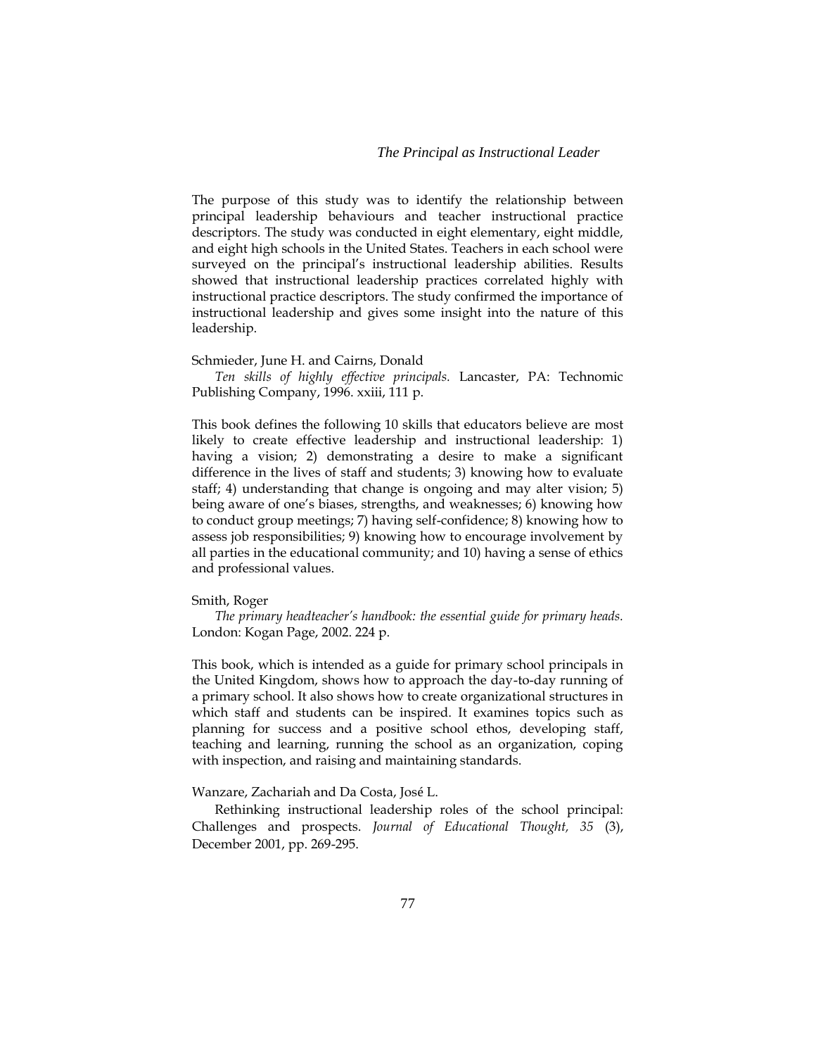The purpose of this study was to identify the relationship between principal leadership behaviours and teacher instructional practice descriptors. The study was conducted in eight elementary, eight middle, and eight high schools in the United States. Teachers in each school were surveyed on the principal's instructional leadership abilities. Results showed that instructional leadership practices correlated highly with instructional practice descriptors. The study confirmed the importance of instructional leadership and gives some insight into the nature of this leadership.

Schmieder, June H. and Cairns, Donald

*Ten skills of highly effective principals.* Lancaster, PA: Technomic Publishing Company, 1996. xxiii, 111 p.

This book defines the following 10 skills that educators believe are most likely to create effective leadership and instructional leadership: 1) having a vision; 2) demonstrating a desire to make a significant difference in the lives of staff and students; 3) knowing how to evaluate staff; 4) understanding that change is ongoing and may alter vision; 5) being aware of one's biases, strengths, and weaknesses; 6) knowing how to conduct group meetings; 7) having self-confidence; 8) knowing how to assess job responsibilities; 9) knowing how to encourage involvement by all parties in the educational community; and 10) having a sense of ethics and professional values.

Smith, Roger

*The primary headteacher's handbook: the essential guide for primary heads.* London: Kogan Page, 2002. 224 p.

This book, which is intended as a guide for primary school principals in the United Kingdom, shows how to approach the day-to-day running of a primary school. It also shows how to create organizational structures in which staff and students can be inspired. It examines topics such as planning for success and a positive school ethos, developing staff, teaching and learning, running the school as an organization, coping with inspection, and raising and maintaining standards.

Wanzare, Zachariah and Da Costa, José L.

Rethinking instructional leadership roles of the school principal: Challenges and prospects. *Journal of Educational Thought, 35* (3), December 2001, pp. 269-295.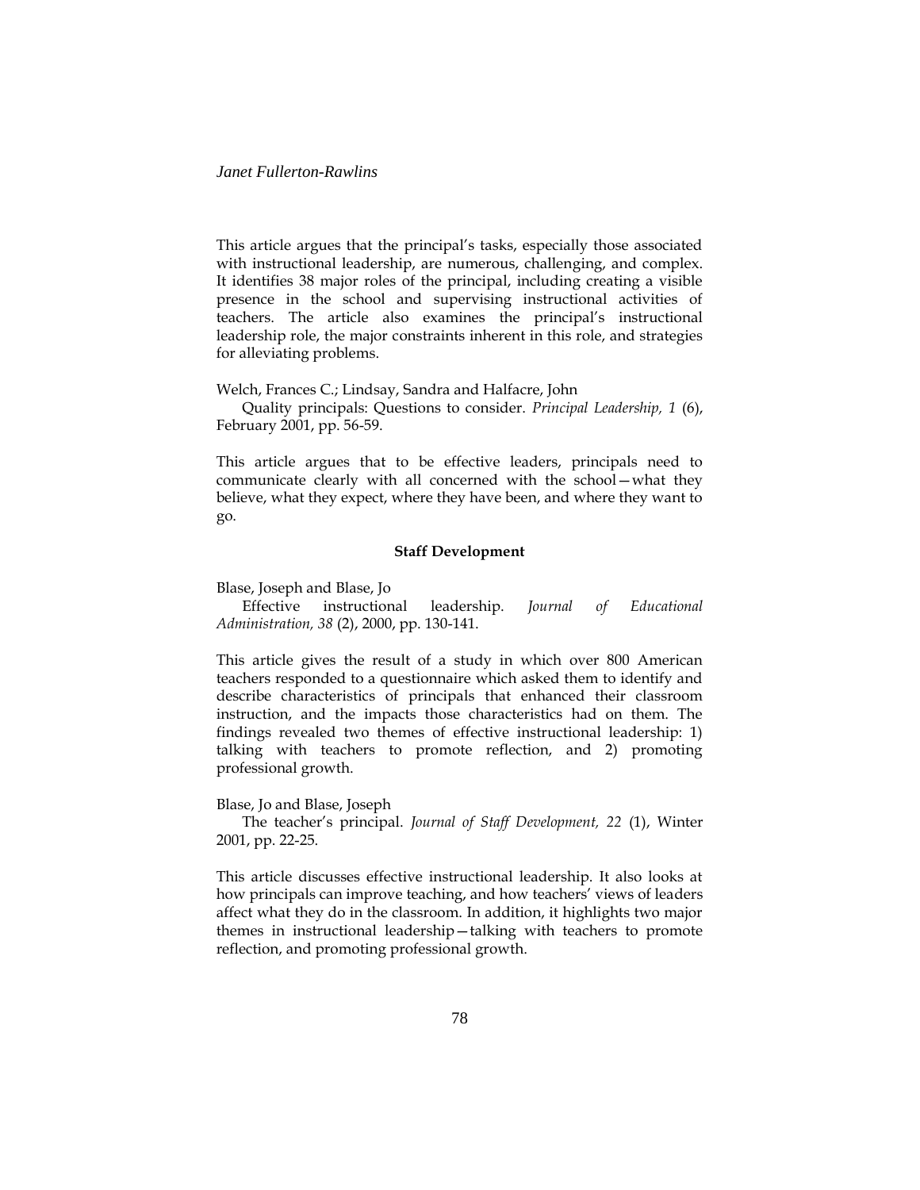This article argues that the principal's tasks, especially those associated with instructional leadership, are numerous, challenging, and complex. It identifies 38 major roles of the principal, including creating a visible presence in the school and supervising instructional activities of teachers. The article also examines the principal's instructional leadership role, the major constraints inherent in this role, and strategies for alleviating problems.

Welch, Frances C.; Lindsay, Sandra and Halfacre, John
Quality principals: Questions to consider. *Principal Leadership, 1* (6), February 2001, pp. 56-59.

This article argues that to be effective leaders, principals need to communicate clearly with all concerned with the school—what they believe, what they expect, where they have been, and where they want to go.

**Staff Development**

Blase, Joseph and Blase, Jo
Effective instructional leadership. *Journal of Educational Administration, 38* (2), 2000, pp. 130-141.

This article gives the result of a study in which over 800 American teachers responded to a questionnaire which asked them to identify and describe characteristics of principals that enhanced their classroom instruction, and the impacts those characteristics had on them. The findings revealed two themes of effective instructional leadership: 1) talking with teachers to promote reflection, and 2) promoting professional growth.

Blase, Jo and Blase, Joseph
The teacher's principal. *Journal of Staff Development, 22* (1), Winter 2001, pp. 22-25.

This article discusses effective instructional leadership. It also looks at how principals can improve teaching, and how teachers' views of leaders affect what they do in the classroom. In addition, it highlights two major themes in instructional leadership—talking with teachers to promote reflection, and promoting professional growth.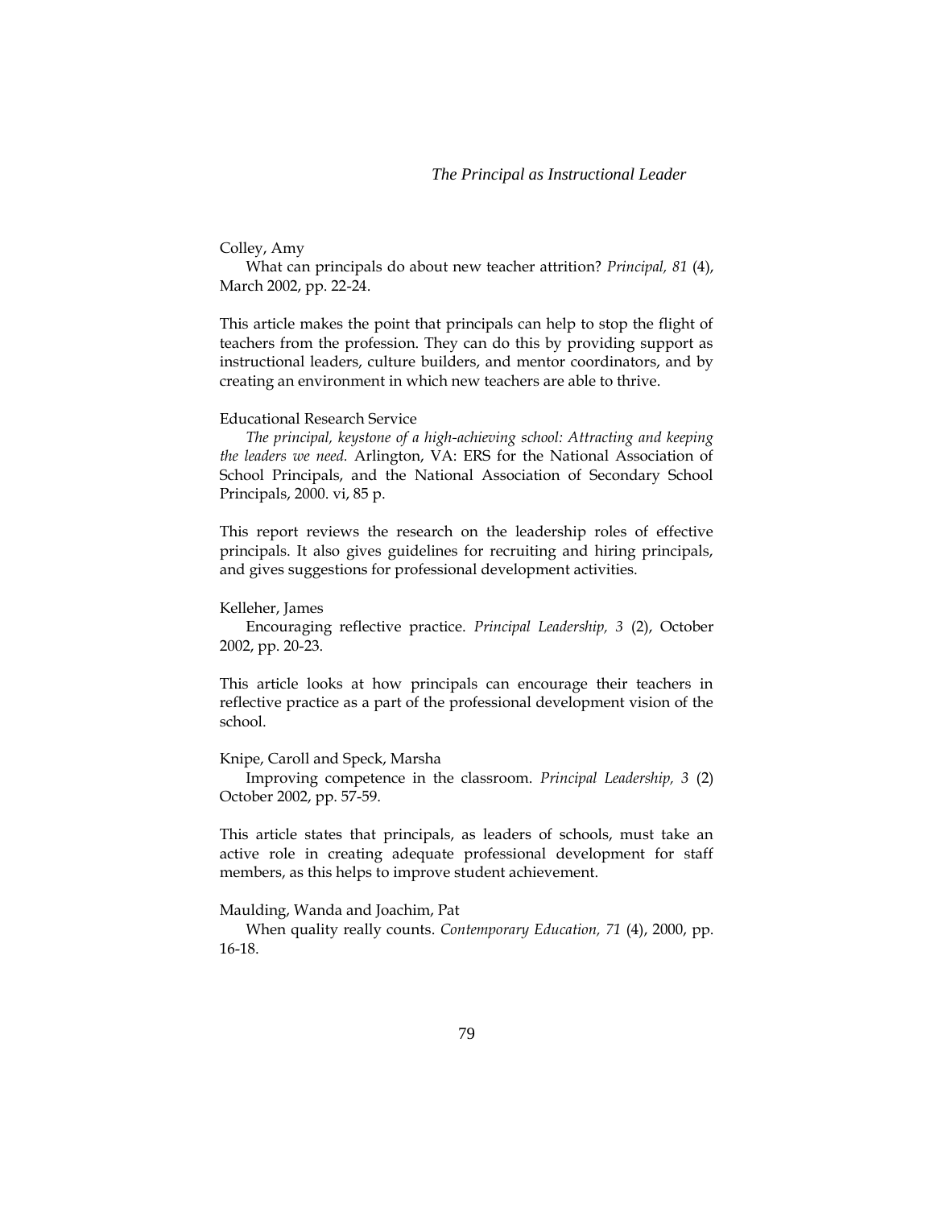Colley, Amy

What can principals do about new teacher attrition? *Principal, 81* (4), March 2002, pp. 22-24.

This article makes the point that principals can help to stop the flight of teachers from the profession. They can do this by providing support as instructional leaders, culture builders, and mentor coordinators, and by creating an environment in which new teachers are able to thrive.

Educational Research Service

*The principal, keystone of a high-achieving school: Attracting and keeping the leaders we need.* Arlington, VA: ERS for the National Association of School Principals, and the National Association of Secondary School Principals, 2000. vi, 85 p.

This report reviews the research on the leadership roles of effective principals. It also gives guidelines for recruiting and hiring principals, and gives suggestions for professional development activities.

Kelleher, James

Encouraging reflective practice. *Principal Leadership, 3* (2), October 2002, pp. 20-23.

This article looks at how principals can encourage their teachers in reflective practice as a part of the professional development vision of the school.

Knipe, Caroll and Speck, Marsha

Improving competence in the classroom. *Principal Leadership, 3* (2) October 2002, pp. 57-59.

This article states that principals, as leaders of schools, must take an active role in creating adequate professional development for staff members, as this helps to improve student achievement.

Maulding, Wanda and Joachim, Pat

When quality really counts. *Contemporary Education, 71* (4), 2000, pp. 16-18.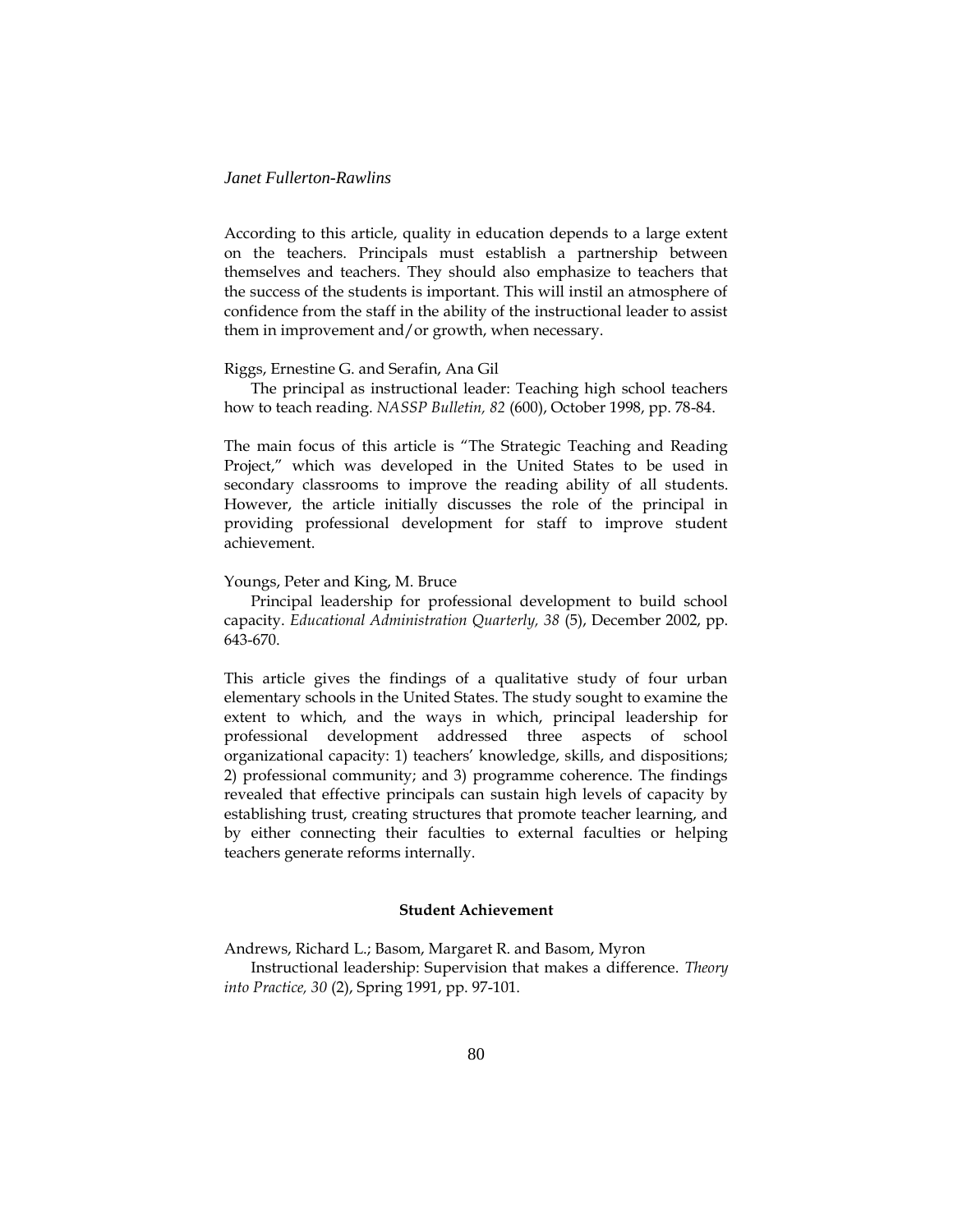According to this article, quality in education depends to a large extent on the teachers. Principals must establish a partnership between themselves and teachers. They should also emphasize to teachers that the success of the students is important. This will instil an atmosphere of confidence from the staff in the ability of the instructional leader to assist them in improvement and/or growth, when necessary.

Riggs, Ernestine G. and Serafin, Ana Gil

The principal as instructional leader: Teaching high school teachers how to teach reading. *NASSP Bulletin, 82* (600), October 1998, pp. 78-84.

The main focus of this article is "The Strategic Teaching and Reading Project," which was developed in the United States to be used in secondary classrooms to improve the reading ability of all students. However, the article initially discusses the role of the principal in providing professional development for staff to improve student achievement.

Youngs, Peter and King, M. Bruce

Principal leadership for professional development to build school capacity. *Educational Administration Quarterly, 38* (5), December 2002, pp. 643-670.

This article gives the findings of a qualitative study of four urban elementary schools in the United States. The study sought to examine the extent to which, and the ways in which, principal leadership for professional development addressed three aspects of school organizational capacity: 1) teachers' knowledge, skills, and dispositions; 2) professional community; and 3) programme coherence. The findings revealed that effective principals can sustain high levels of capacity by establishing trust, creating structures that promote teacher learning, and by either connecting their faculties to external faculties or helping teachers generate reforms internally.

## Student Achievement

Andrews, Richard L.; Basom, Margaret R. and Basom, Myron

Instructional leadership: Supervision that makes a difference. *Theory into Practice, 30* (2), Spring 1991, pp. 97-101.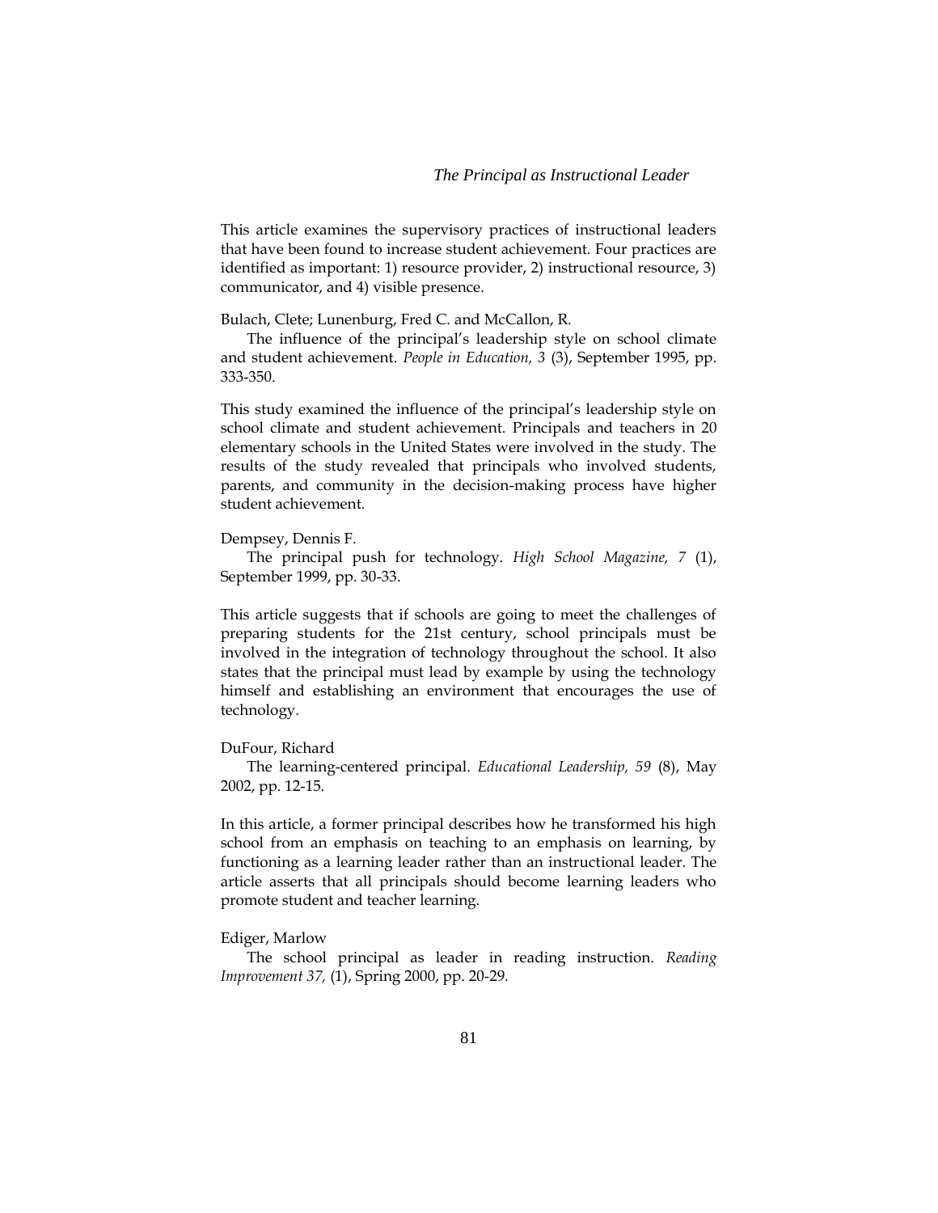This article examines the supervisory practices of instructional leaders that have been found to increase student achievement. Four practices are identified as important: 1) resource provider, 2) instructional resource, 3) communicator, and 4) visible presence.

Bulach, Clete; Lunenburg, Fred C. and McCallon, R.

The influence of the principal's leadership style on school climate and student achievement. *People in Education, 3* (3), September 1995, pp. 333-350.

This study examined the influence of the principal's leadership style on school climate and student achievement. Principals and teachers in 20 elementary schools in the United States were involved in the study. The results of the study revealed that principals who involved students, parents, and community in the decision-making process have higher student achievement.

Dempsey, Dennis F.

The principal push for technology. *High School Magazine, 7* (1), September 1999, pp. 30-33.

This article suggests that if schools are going to meet the challenges of preparing students for the 21st century, school principals must be involved in the integration of technology throughout the school. It also states that the principal must lead by example by using the technology himself and establishing an environment that encourages the use of technology.

DuFour, Richard

The learning-centered principal. *Educational Leadership, 59* (8), May 2002, pp. 12-15.

In this article, a former principal describes how he transformed his high school from an emphasis on teaching to an emphasis on learning, by functioning as a learning leader rather than an instructional leader. The article asserts that all principals should become learning leaders who promote student and teacher learning.

Ediger, Marlow

The school principal as leader in reading instruction. *Reading Improvement 37,* (1), Spring 2000, pp. 20-29.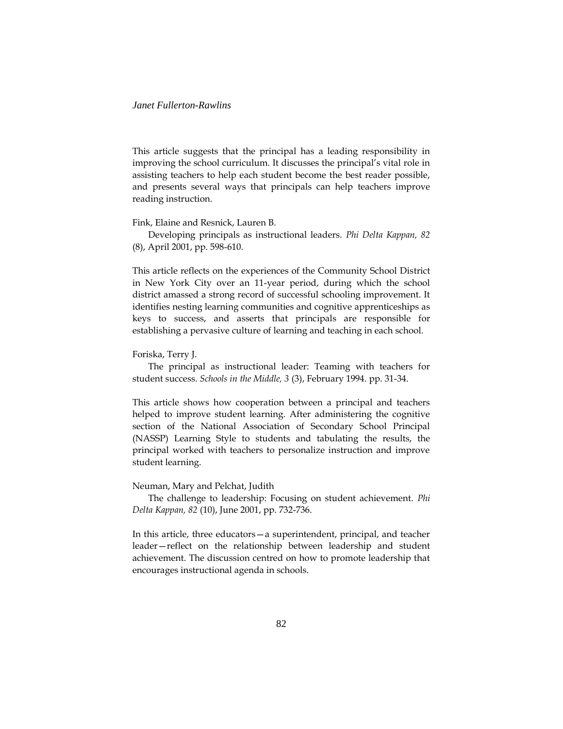This article suggests that the principal has a leading responsibility in improving the school curriculum. It discusses the principal's vital role in assisting teachers to help each student become the best reader possible, and presents several ways that principals can help teachers improve reading instruction.

Fink, Elaine and Resnick, Lauren B.

Developing principals as instructional leaders. *Phi Delta Kappan, 82* (8), April 2001, pp. 598-610.

This article reflects on the experiences of the Community School District in New York City over an 11-year period, during which the school district amassed a strong record of successful schooling improvement. It identifies nesting learning communities and cognitive apprenticeships as keys to success, and asserts that principals are responsible for establishing a pervasive culture of learning and teaching in each school.

Foriska, Terry J.

The principal as instructional leader: Teaming with teachers for student success. *Schools in the Middle, 3* (3), February 1994. pp. 31-34.

This article shows how cooperation between a principal and teachers helped to improve student learning. After administering the cognitive section of the National Association of Secondary School Principal (NASSP) Learning Style to students and tabulating the results, the principal worked with teachers to personalize instruction and improve student learning.

Neuman, Mary and Pelchat, Judith

The challenge to leadership: Focusing on student achievement. *Phi Delta Kappan, 82* (10), June 2001, pp. 732-736.

In this article, three educators—a superintendent, principal, and teacher leader—reflect on the relationship between leadership and student achievement. The discussion centred on how to promote leadership that encourages instructional agenda in schools.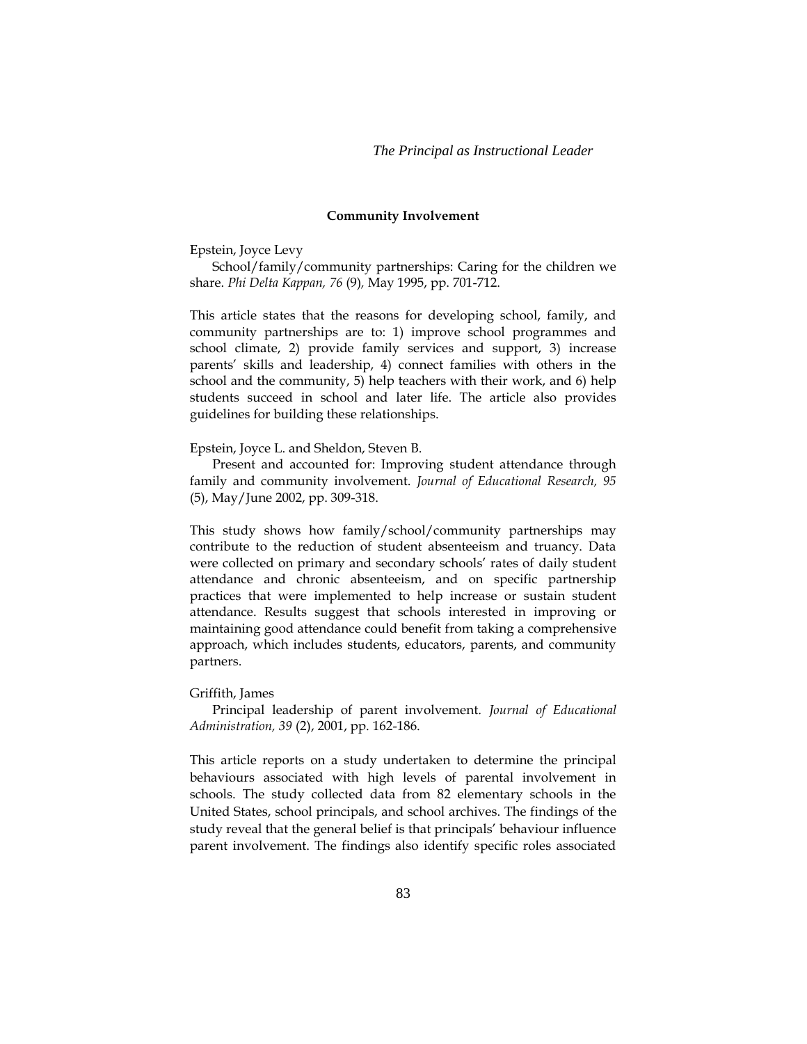## Community Involvement

Epstein, Joyce Levy

School/family/community partnerships: Caring for the children we share. *Phi Delta Kappan, 76* (9), May 1995, pp. 701-712.

This article states that the reasons for developing school, family, and community partnerships are to: 1) improve school programmes and school climate, 2) provide family services and support, 3) increase parents' skills and leadership, 4) connect families with others in the school and the community, 5) help teachers with their work, and 6) help students succeed in school and later life. The article also provides guidelines for building these relationships.

Epstein, Joyce L. and Sheldon, Steven B.

Present and accounted for: Improving student attendance through family and community involvement. *Journal of Educational Research, 95* (5), May/June 2002, pp. 309-318.

This study shows how family/school/community partnerships may contribute to the reduction of student absenteeism and truancy. Data were collected on primary and secondary schools' rates of daily student attendance and chronic absenteeism, and on specific partnership practices that were implemented to help increase or sustain student attendance. Results suggest that schools interested in improving or maintaining good attendance could benefit from taking a comprehensive approach, which includes students, educators, parents, and community partners.

Griffith, James

Principal leadership of parent involvement. *Journal of Educational Administration, 39* (2), 2001, pp. 162-186.

This article reports on a study undertaken to determine the principal behaviours associated with high levels of parental involvement in schools. The study collected data from 82 elementary schools in the United States, school principals, and school archives. The findings of the study reveal that the general belief is that principals' behaviour influence parent involvement. The findings also identify specific roles associated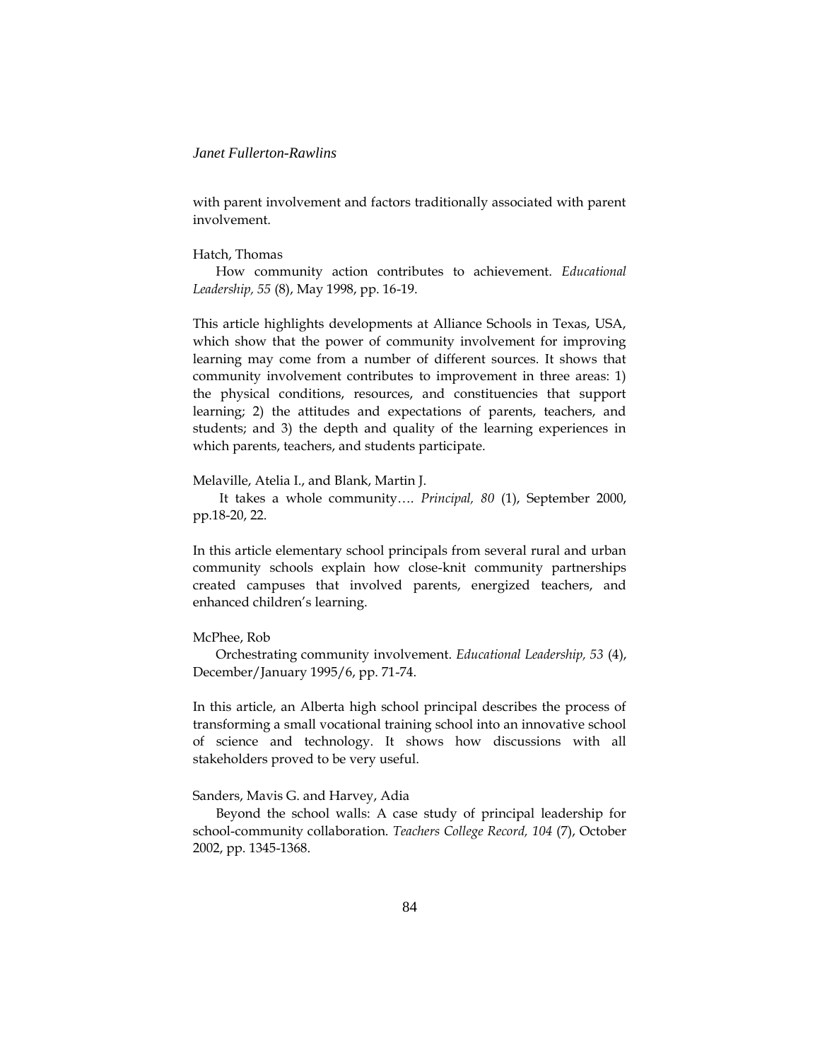with parent involvement and factors traditionally associated with parent involvement.

Hatch, Thomas

How community action contributes to achievement. *Educational Leadership, 55* (8), May 1998, pp. 16-19.

This article highlights developments at Alliance Schools in Texas, USA, which show that the power of community involvement for improving learning may come from a number of different sources. It shows that community involvement contributes to improvement in three areas: 1) the physical conditions, resources, and constituencies that support learning; 2) the attitudes and expectations of parents, teachers, and students; and 3) the depth and quality of the learning experiences in which parents, teachers, and students participate.

Melaville, Atelia I., and Blank, Martin J.

It takes a whole community…. *Principal, 80* (1), September 2000, pp.18-20, 22.

In this article elementary school principals from several rural and urban community schools explain how close-knit community partnerships created campuses that involved parents, energized teachers, and enhanced children's learning.

McPhee, Rob

Orchestrating community involvement. *Educational Leadership, 53* (4), December/January 1995/6, pp. 71-74.

In this article, an Alberta high school principal describes the process of transforming a small vocational training school into an innovative school of science and technology. It shows how discussions with all stakeholders proved to be very useful.

Sanders, Mavis G. and Harvey, Adia

Beyond the school walls: A case study of principal leadership for school-community collaboration. *Teachers College Record, 104* (7), October 2002, pp. 1345-1368.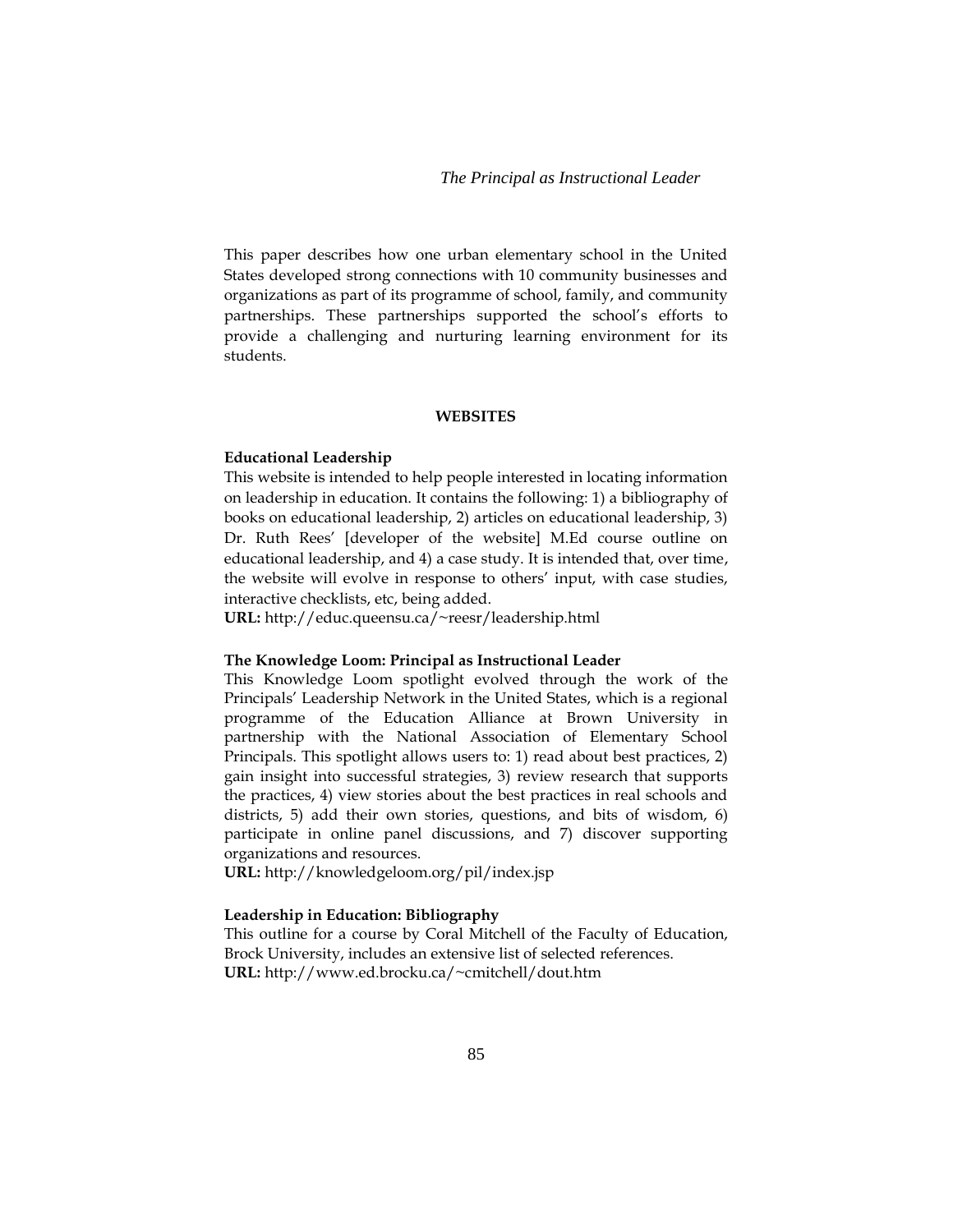This paper describes how one urban elementary school in the United States developed strong connections with 10 community businesses and organizations as part of its programme of school, family, and community partnerships. These partnerships supported the school's efforts to provide a challenging and nurturing learning environment for its students.

## WEBSITES

**Educational Leadership**
This website is intended to help people interested in locating information on leadership in education. It contains the following: 1) a bibliography of books on educational leadership, 2) articles on educational leadership, 3) Dr. Ruth Rees' [developer of the website] M.Ed course outline on educational leadership, and 4) a case study. It is intended that, over time, the website will evolve in response to others' input, with case studies, interactive checklists, etc, being added.
**URL:** http://educ.queensu.ca/~reesr/leadership.html

**The Knowledge Loom: Principal as Instructional Leader**
This Knowledge Loom spotlight evolved through the work of the Principals' Leadership Network in the United States, which is a regional programme of the Education Alliance at Brown University in partnership with the National Association of Elementary School Principals. This spotlight allows users to: 1) read about best practices, 2) gain insight into successful strategies, 3) review research that supports the practices, 4) view stories about the best practices in real schools and districts, 5) add their own stories, questions, and bits of wisdom, 6) participate in online panel discussions, and 7) discover supporting organizations and resources.
**URL:** http://knowledgeloom.org/pil/index.jsp

**Leadership in Education: Bibliography**
This outline for a course by Coral Mitchell of the Faculty of Education, Brock University, includes an extensive list of selected references.
**URL:** http://www.ed.brocku.ca/~cmitchell/dout.htm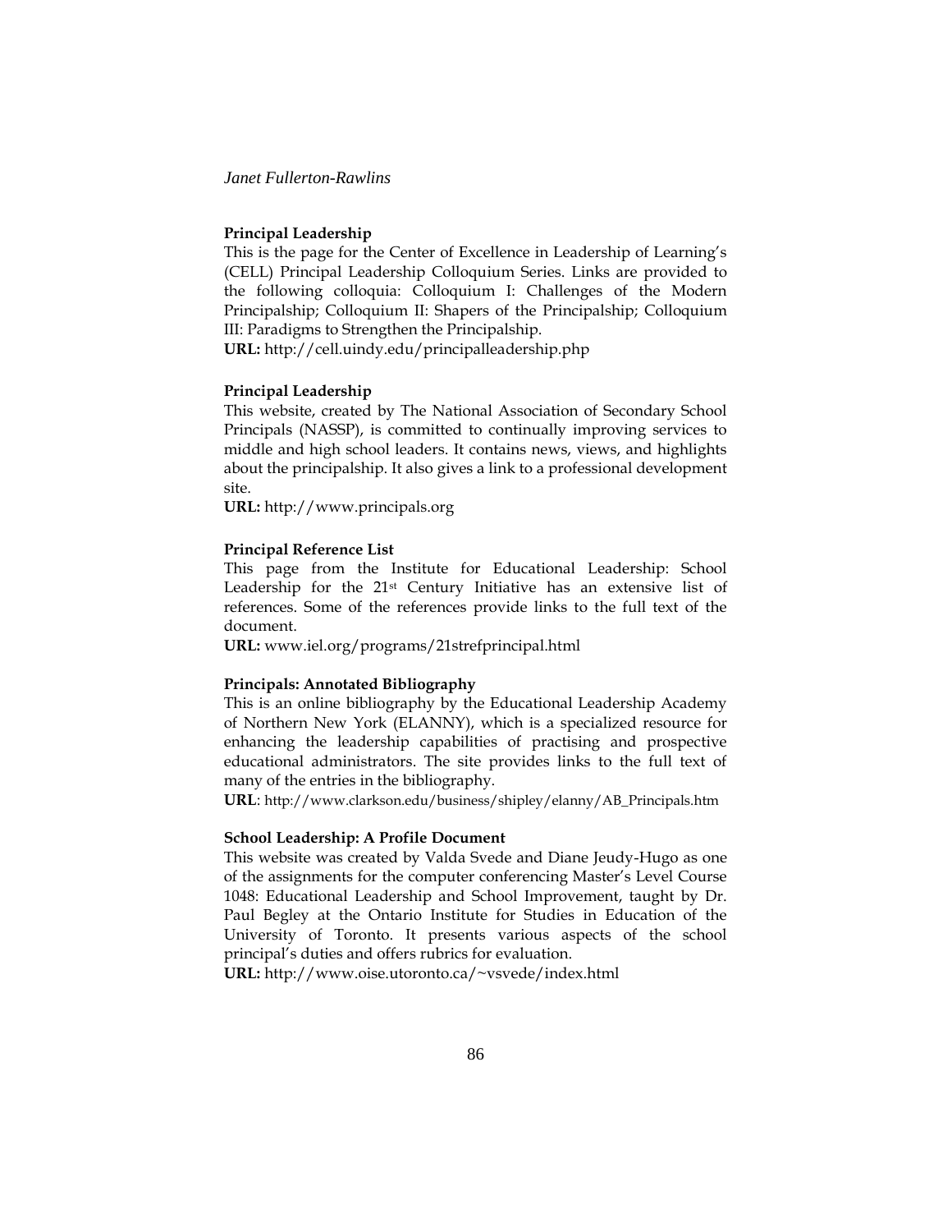**Principal Leadership**

This is the page for the Center of Excellence in Leadership of Learning's (CELL) Principal Leadership Colloquium Series. Links are provided to the following colloquia: Colloquium I: Challenges of the Modern Principalship; Colloquium II: Shapers of the Principalship; Colloquium III: Paradigms to Strengthen the Principalship.

**URL:** http://cell.uindy.edu/principalleadership.php

**Principal Leadership**

This website, created by The National Association of Secondary School Principals (NASSP), is committed to continually improving services to middle and high school leaders. It contains news, views, and highlights about the principalship. It also gives a link to a professional development site.

**URL:** http://www.principals.org

**Principal Reference List**

This page from the Institute for Educational Leadership: School Leadership for the 21st Century Initiative has an extensive list of references. Some of the references provide links to the full text of the document.

**URL:** www.iel.org/programs/21strefprincipal.html

**Principals: Annotated Bibliography**

This is an online bibliography by the Educational Leadership Academy of Northern New York (ELANNY), which is a specialized resource for enhancing the leadership capabilities of practising and prospective educational administrators. The site provides links to the full text of many of the entries in the bibliography.

**URL**: http://www.clarkson.edu/business/shipley/elanny/AB_Principals.htm

**School Leadership: A Profile Document**

This website was created by Valda Svede and Diane Jeudy-Hugo as one of the assignments for the computer conferencing Master's Level Course 1048: Educational Leadership and School Improvement, taught by Dr. Paul Begley at the Ontario Institute for Studies in Education of the University of Toronto. It presents various aspects of the school principal's duties and offers rubrics for evaluation.

**URL:** http://www.oise.utoronto.ca/~vsvede/index.html